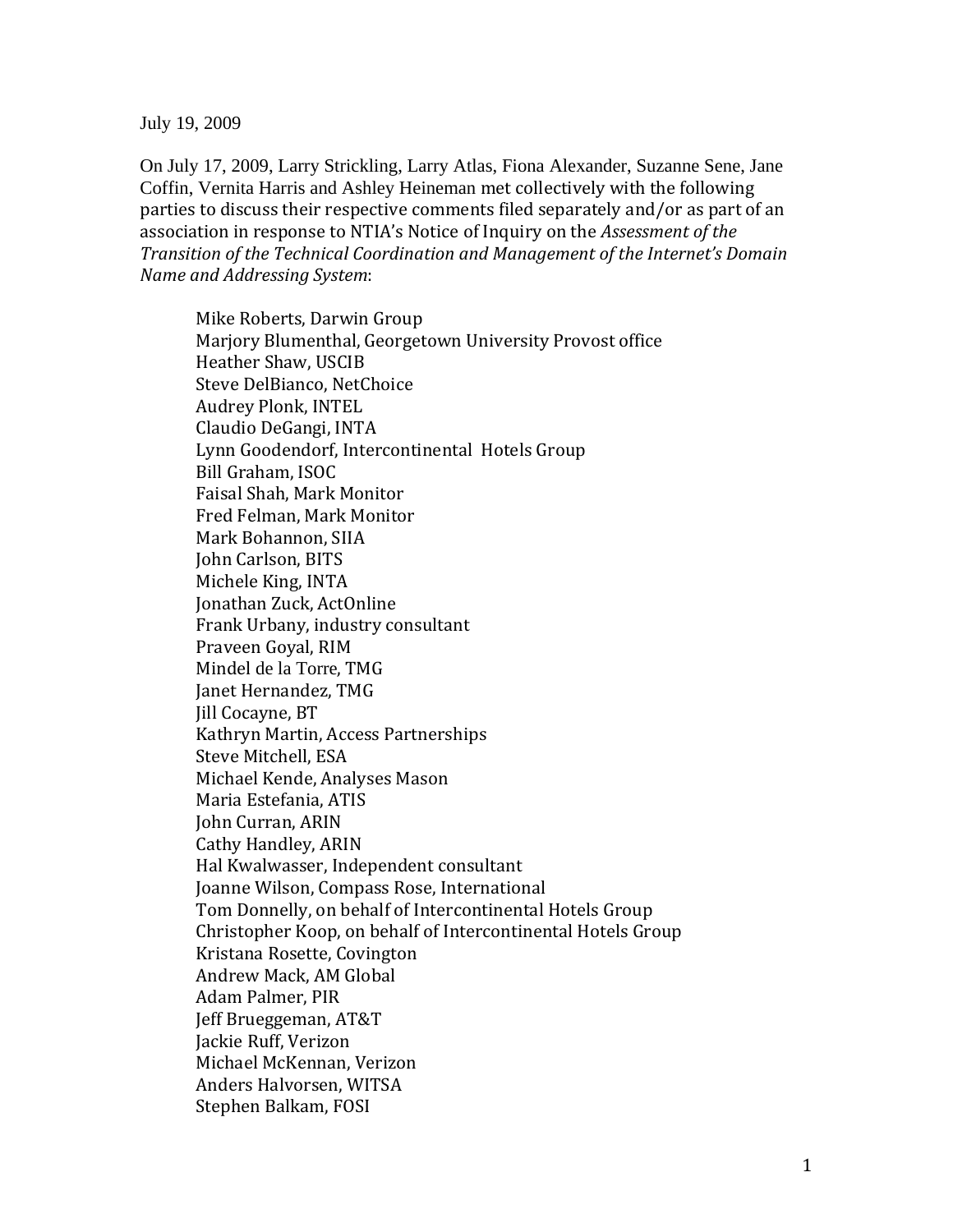July 19, 2009

On July 17, 2009, Larry Strickling, Larry Atlas, Fiona Alexander, Suzanne Sene, Jane Coffin, Vernita Harris and Ashley Heineman met collectively with the following parties to discuss their respective comments filed separately and/or as part of an association in response to NTIA's Notice of Inquiry on the *Assessment of the Transition of the Technical Coordination and Management of the Internet's Domain Name and Addressing System*:

Mike Roberts, Darwin Group
Marjory Blumenthal, Georgetown University Provost office
Heather Shaw, USCIB
Steve DelBianco, NetChoice
Audrey Plonk, INTEL
Claudio DeGangi, INTA
Lynn Goodendorf, Intercontinental Hotels Group
Bill Graham, ISOC
Faisal Shah, Mark Monitor
Fred Felman, Mark Monitor
Mark Bohannon, SIIA
John Carlson, BITS
Michele King, INTA
Jonathan Zuck, ActOnline
Frank Urbany, industry consultant
Praveen Goyal, RIM
Mindel de la Torre, TMG
Janet Hernandez, TMG
Jill Cocayne, BT
Kathryn Martin, Access Partnerships
Steve Mitchell, ESA
Michael Kende, Analyses Mason
Maria Estefania, ATIS
John Curran, ARIN
Cathy Handley, ARIN
Hal Kwalwasser, Independent consultant
Joanne Wilson, Compass Rose, International
Tom Donnelly, on behalf of Intercontinental Hotels Group
Christopher Koop, on behalf of Intercontinental Hotels Group
Kristana Rosette, Covington
Andrew Mack, AM Global
Adam Palmer, PIR
Jeff Brueggeman, AT&T
Jackie Ruff, Verizon
Michael McKennan, Verizon
Anders Halvorsen, WITSA
Stephen Balkam, FOSI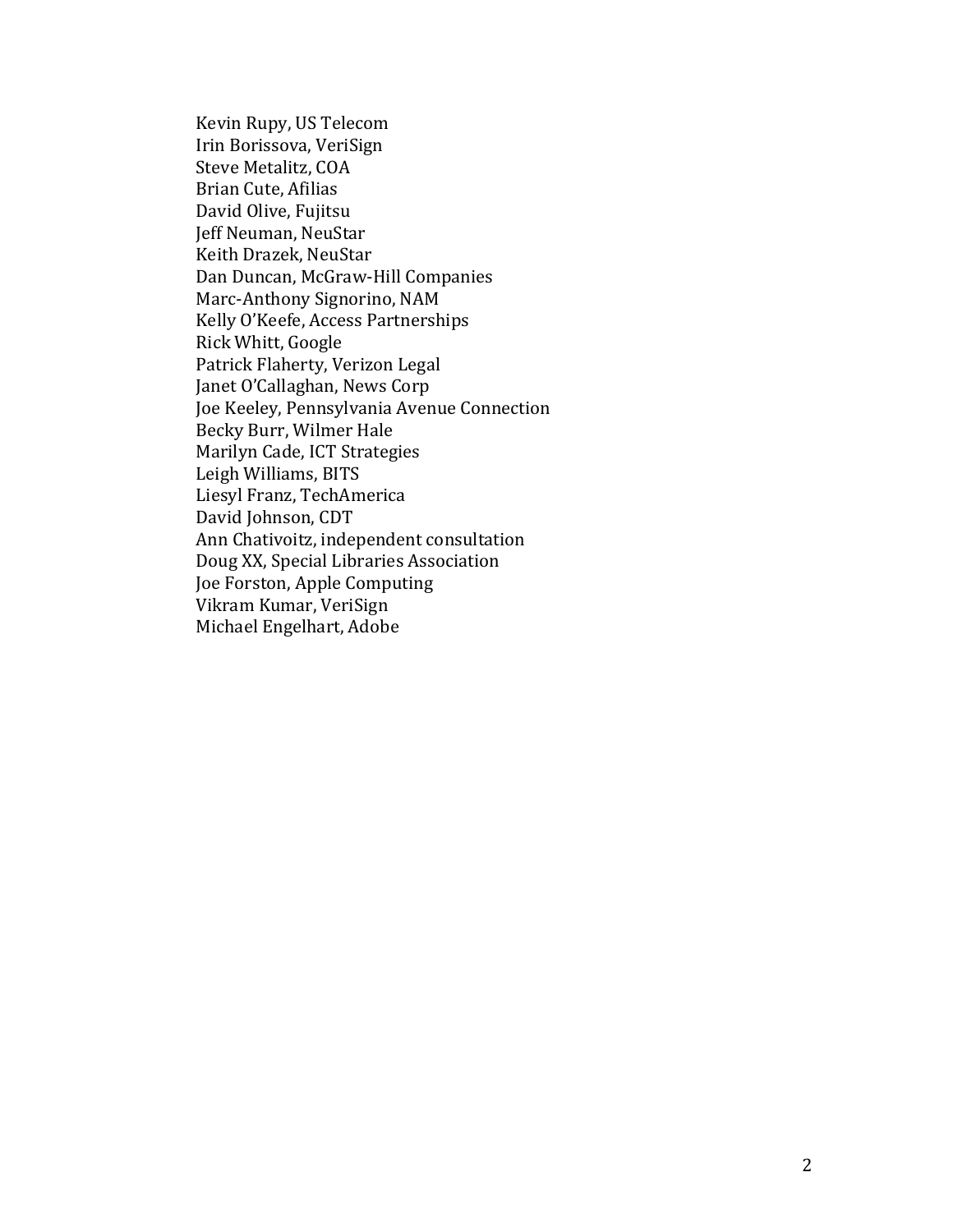Kevin Rupy, US Telecom
Irin Borissova, VeriSign
Steve Metalitz, COA
Brian Cute, Afilias
David Olive, Fujitsu
Jeff Neuman, NeuStar
Keith Drazek, NeuStar
Dan Duncan, McGraw-Hill Companies
Marc-Anthony Signorino, NAM
Kelly O'Keefe, Access Partnerships
Rick Whitt, Google
Patrick Flaherty, Verizon Legal
Janet O'Callaghan, News Corp
Joe Keeley, Pennsylvania Avenue Connection
Becky Burr, Wilmer Hale
Marilyn Cade, ICT Strategies
Leigh Williams, BITS
Liesyl Franz, TechAmerica
David Johnson, CDT
Ann Chativoitz, independent consultation
Doug XX, Special Libraries Association
Joe Forston, Apple Computing
Vikram Kumar, VeriSign
Michael Engelhart, Adobe